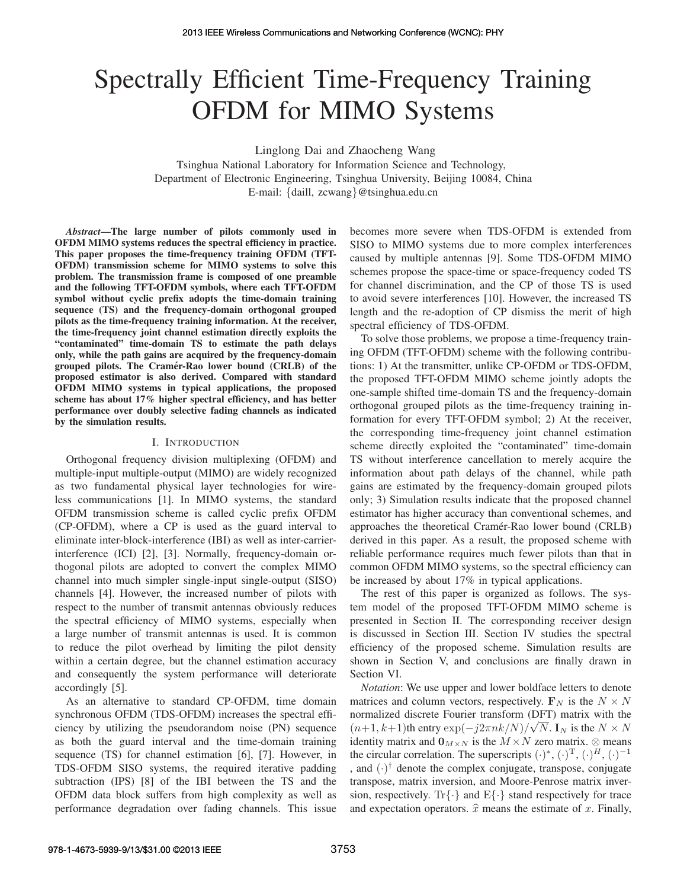# Spectrally Efficient Time-Frequency Training OFDM for MIMO Systems

Linglong Dai and Zhaocheng Wang

Tsinghua National Laboratory for Information Science and Technology,
Department of Electronic Engineering, Tsinghua University, Beijing 10084, China
E-mail: {daill, zcwang}@tsinghua.edu.cn

***Abstract*—The large number of pilots commonly used in OFDM MIMO systems reduces the spectral efficiency in practice. This paper proposes the time-frequency training OFDM (TFT-OFDM) transmission scheme for MIMO systems to solve this problem. The transmission frame is composed of one preamble and the following TFT-OFDM symbols, where each TFT-OFDM symbol without cyclic prefix adopts the time-domain training sequence (TS) and the frequency-domain orthogonal grouped pilots as the time-frequency training information. At the receiver, the time-frequency joint channel estimation directly exploits the "contaminated" time-domain TS to estimate the path delays only, while the path gains are acquired by the frequency-domain grouped pilots. The Cramér-Rao lower bound (CRLB) of the proposed estimator is also derived. Compared with standard OFDM MIMO systems in typical applications, the proposed scheme has about 17% higher spectral efficiency, and has better performance over doubly selective fading channels as indicated by the simulation results.**

## I. Introduction

Orthogonal frequency division multiplexing (OFDM) and multiple-input multiple-output (MIMO) are widely recognized as two fundamental physical layer technologies for wireless communications [1]. In MIMO systems, the standard OFDM transmission scheme is called cyclic prefix OFDM (CP-OFDM), where a CP is used as the guard interval to eliminate inter-block-interference (IBI) as well as inter-carrier-interference (ICI) [2], [3]. Normally, frequency-domain orthogonal pilots are adopted to convert the complex MIMO channel into much simpler single-input single-output (SISO) channels [4]. However, the increased number of pilots with respect to the number of transmit antennas obviously reduces the spectral efficiency of MIMO systems, especially when a large number of transmit antennas is used. It is common to reduce the pilot overhead by limiting the pilot density within a certain degree, but the channel estimation accuracy and consequently the system performance will deteriorate accordingly [5].

As an alternative to standard CP-OFDM, time domain synchronous OFDM (TDS-OFDM) increases the spectral efficiency by utilizing the pseudorandom noise (PN) sequence as both the guard interval and the time-domain training sequence (TS) for channel estimation [6], [7]. However, in TDS-OFDM SISO systems, the required iterative padding subtraction (IPS) [8] of the IBI between the TS and the OFDM data block suffers from high complexity as well as performance degradation over fading channels. This issue becomes more severe when TDS-OFDM is extended from SISO to MIMO systems due to more complex interferences caused by multiple antennas [9]. Some TDS-OFDM MIMO schemes propose the space-time or space-frequency coded TS for channel discrimination, and the CP of those TS is used to avoid severe interferences [10]. However, the increased TS length and the re-adoption of CP dismiss the merit of high spectral efficiency of TDS-OFDM.

To solve those problems, we propose a time-frequency training OFDM (TFT-OFDM) scheme with the following contributions: 1) At the transmitter, unlike CP-OFDM or TDS-OFDM, the proposed TFT-OFDM MIMO scheme jointly adopts the one-sample shifted time-domain TS and the frequency-domain orthogonal grouped pilots as the time-frequency training information for every TFT-OFDM symbol; 2) At the receiver, the corresponding time-frequency joint channel estimation scheme directly exploited the "contaminated" time-domain TS without interference cancellation to merely acquire the information about path delays of the channel, while path gains are estimated by the frequency-domain grouped pilots only; 3) Simulation results indicate that the proposed channel estimator has higher accuracy than conventional schemes, and approaches the theoretical Cramér-Rao lower bound (CRLB) derived in this paper. As a result, the proposed scheme with reliable performance requires much fewer pilots than that in common OFDM MIMO systems, so the spectral efficiency can be increased by about 17% in typical applications.

The rest of this paper is organized as follows. The system model of the proposed TFT-OFDM MIMO scheme is presented in Section II. The corresponding receiver design is discussed in Section III. Section IV studies the spectral efficiency of the proposed scheme. Simulation results are shown in Section V, and conclusions are finally drawn in Section VI.

*Notation*: We use upper and lower boldface letters to denote matrices and column vectors, respectively. $\mathbf{F}_N$ is the $N \times N$ normalized discrete Fourier transform (DFT) matrix with the $(n+1, k+1)$th entry $\exp(-j2\pi nk/N)/\sqrt{N}$. $\mathbf{I}_N$ is the $N \times N$ identity matrix and $\mathbf{0}_{M\times N}$ is the $M \times N$ zero matrix. $\otimes$ means the circular correlation. The superscripts $(\cdot)^*$, $(\cdot)^{\mathrm{T}}$, $(\cdot)^H$, $(\cdot)^{-1}$, and $(\cdot)^{\dagger}$ denote the complex conjugate, transpose, conjugate transpose, matrix inversion, and Moore-Penrose matrix inversion, respectively. $\mathrm{Tr}\{\cdot\}$ and $\mathrm{E}\{\cdot\}$ stand respectively for trace and expectation operators. $\widehat{x}$ means the estimate of $x$. Finally,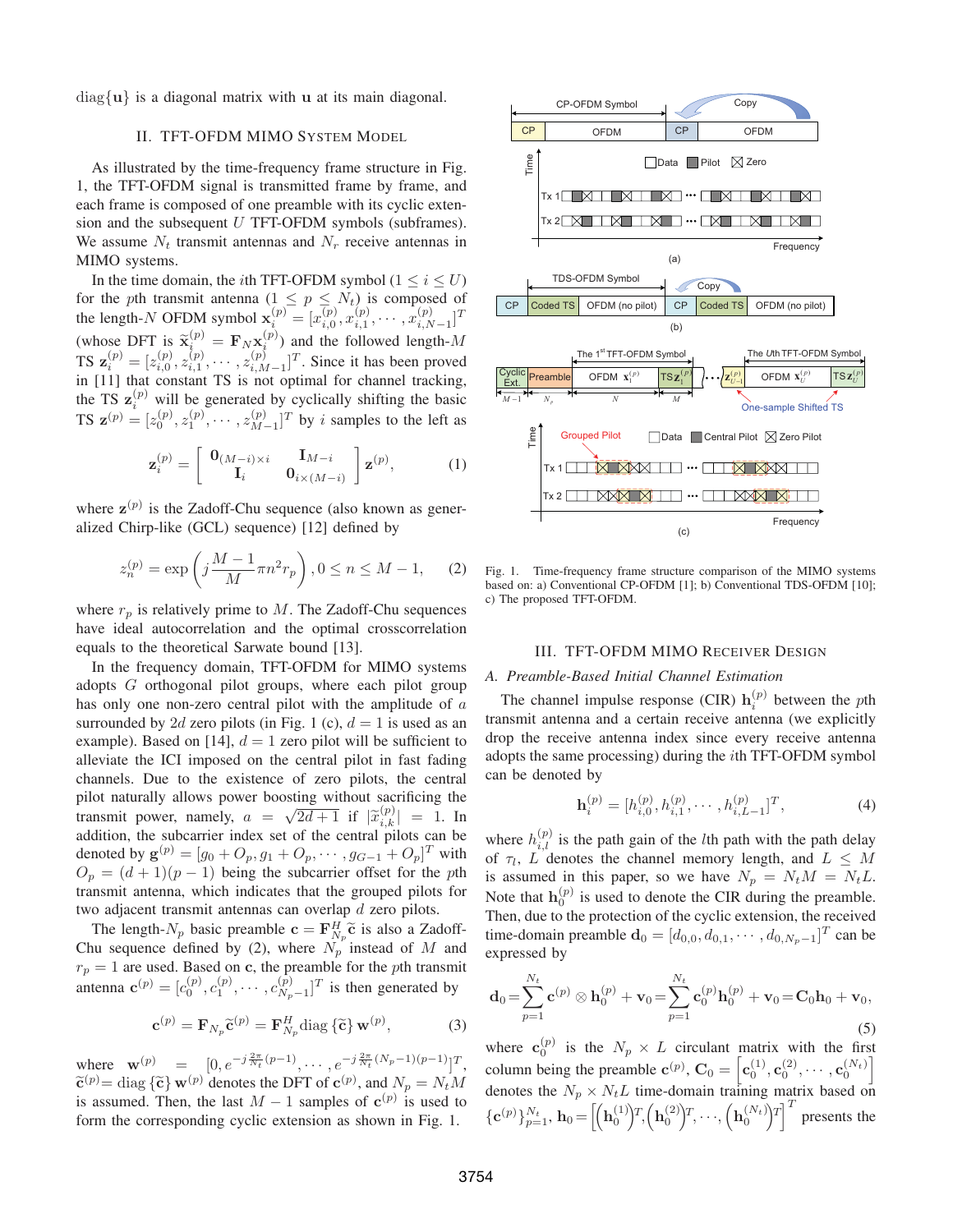diag$\{\mathbf{u}\}$ is a diagonal matrix with $\mathbf{u}$ at its main diagonal.

## II. TFT-OFDM MIMO System Model

As illustrated by the time-frequency frame structure in Fig. 1, the TFT-OFDM signal is transmitted frame by frame, and each frame is composed of one preamble with its cyclic extension and the subsequent $U$ TFT-OFDM symbols (subframes). We assume $N_t$ transmit antennas and $N_r$ receive antennas in MIMO systems.

In the time domain, the $i$th TFT-OFDM symbol ($1 \leq i \leq U$) for the $p$th transmit antenna ($1 \leq p \leq N_t$) is composed of the length-$N$ OFDM symbol $\mathbf{x}_i^{(p)} = [x_{i,0}^{(p)}, x_{i,1}^{(p)}, \cdots, x_{i,N-1}^{(p)}]^T$ (whose DFT is $\widetilde{\mathbf{x}}_i^{(p)} = \mathbf{F}_N \mathbf{x}_i^{(p)}$) and the followed length-$M$ TS $\mathbf{z}_i^{(p)} = [z_{i,0}^{(p)}, z_{i,1}^{(p)}, \cdots, z_{i,M-1}^{(p)}]^T$. Since it has been proved in [11] that constant TS is not optimal for channel tracking, the TS $\mathbf{z}_i^{(p)}$ will be generated by cyclically shifting the basic TS $\mathbf{z}^{(p)} = [z_0^{(p)}, z_1^{(p)}, \cdots, z_{M-1}^{(p)}]^T$ by $i$ samples to the left as

$$\mathbf{z}_i^{(p)} = \begin{bmatrix} \mathbf{0}_{(M-i)\times i} & \mathbf{I}_{M-i} \\ \mathbf{I}_i & \mathbf{0}_{i\times(M-i)} \end{bmatrix} \mathbf{z}^{(p)}, \tag{1}$$

where $\mathbf{z}^{(p)}$ is the Zadoff-Chu sequence (also known as generalized Chirp-like (GCL) sequence) [12] defined by

$$z_n^{(p)} = \exp\left(j\frac{M-1}{M}\pi n^2 r_p\right), 0 \leq n \leq M-1, \tag{2}$$

where $r_p$ is relatively prime to $M$. The Zadoff-Chu sequences have ideal autocorrelation and the optimal crosscorrelation equals to the theoretical Sarwate bound [13].

In the frequency domain, TFT-OFDM for MIMO systems adopts $G$ orthogonal pilot groups, where each pilot group has only one non-zero central pilot with the amplitude of $a$ surrounded by $2d$ zero pilots (in Fig. 1 (c), $d = 1$ is used as an example). Based on [14], $d = 1$ zero pilot will be sufficient to alleviate the ICI imposed on the central pilot in fast fading channels. Due to the existence of zero pilots, the central pilot naturally allows power boosting without sacrificing the transmit power, namely, $a = \sqrt{2d+1}$ if $|\widetilde{x}_{i,k}^{(p)}| = 1$. In addition, the subcarrier index set of the central pilots can be denoted by $\mathbf{g}^{(p)} = [g_0 + O_p, g_1 + O_p, \cdots, g_{G-1} + O_p]^T$ with $O_p = (d+1)(p-1)$ being the subcarrier offset for the $p$th transmit antenna, which indicates that the grouped pilots for two adjacent transmit antennas can overlap $d$ zero pilots.

The length-$N_p$ basic preamble $\mathbf{c} = \mathbf{F}_{N_p}^H \widetilde{\mathbf{c}}$ is also a Zadoff-Chu sequence defined by (2), where $N_p$ instead of $M$ and $r_p = 1$ are used. Based on $\mathbf{c}$, the preamble for the $p$th transmit antenna $\mathbf{c}^{(p)} = [c_0^{(p)}, c_1^{(p)}, \cdots, c_{N_p-1}^{(p)}]^T$ is then generated by

$$\mathbf{c}^{(p)} = \mathbf{F}_{N_p}^H \widetilde{\mathbf{c}}^{(p)} = \mathbf{F}_{N_p}^H \text{diag}\{\widetilde{\mathbf{c}}\} \mathbf{w}^{(p)}, \tag{3}$$

where $\mathbf{w}^{(p)} = [0, e^{-j\frac{2\pi}{N_t}(p-1)}, \cdots, e^{-j\frac{2\pi}{N_t}(N_p-1)(p-1)}]^T$, $\widetilde{\mathbf{c}}^{(p)} = \text{diag}\{\widetilde{\mathbf{c}}\} \mathbf{w}^{(p)}$ denotes the DFT of $\mathbf{c}^{(p)}$, and $N_p = N_t M$ is assumed. Then, the last $M-1$ samples of $\mathbf{c}^{(p)}$ is used to form the corresponding cyclic extension as shown in Fig. 1.

Fig. 1. Time-frequency frame structure comparison of the MIMO systems based on: a) Conventional CP-OFDM [1]; b) Conventional TDS-OFDM [10]; c) The proposed TFT-OFDM.

## III. TFT-OFDM MIMO Receiver Design

### *A. Preamble-Based Initial Channel Estimation*

The channel impulse response (CIR) $\mathbf{h}_i^{(p)}$ between the $p$th transmit antenna and a certain receive antenna (we explicitly drop the receive antenna index since every receive antenna adopts the same processing) during the $i$th TFT-OFDM symbol can be denoted by

$$\mathbf{h}_i^{(p)} = [h_{i,0}^{(p)}, h_{i,1}^{(p)}, \cdots, h_{i,L-1}^{(p)}]^T, \tag{4}$$

where $h_{i,l}^{(p)}$ is the path gain of the $l$th path with the path delay of $\tau_l$, $L$ denotes the channel memory length, and $L \leq M$ is assumed in this paper, so we have $N_p = N_t M = N_t L$. Note that $\mathbf{h}_0^{(p)}$ is used to denote the CIR during the preamble. Then, due to the protection of the cyclic extension, the received time-domain preamble $\mathbf{d}_0 = [d_{0,0}, d_{0,1}, \cdots, d_{0,N_p-1}]^T$ can be expressed by

$$\mathbf{d}_0 = \sum_{p=1}^{N_t} \mathbf{c}^{(p)} \otimes \mathbf{h}_0^{(p)} + \mathbf{v}_0 = \sum_{p=1}^{N_t} \mathbf{c}_0^{(p)} \mathbf{h}_0^{(p)} + \mathbf{v}_0 = \mathbf{C}_0 \mathbf{h}_0 + \mathbf{v}_0, \tag{5}$$

where $\mathbf{c}_0^{(p)}$ is the $N_p \times L$ circulant matrix with the first column being the preamble $\mathbf{c}^{(p)}$, $\mathbf{C}_0 = \left[\mathbf{c}_0^{(1)}, \mathbf{c}_0^{(2)}, \cdots, \mathbf{c}_0^{(N_t)}\right]$ denotes the $N_p \times N_t L$ time-domain training matrix based on $\{\mathbf{c}^{(p)}\}_{p=1}^{N_t}$, $\mathbf{h}_0 = \left[\left(\mathbf{h}_0^{(1)}\right)^T, \left(\mathbf{h}_0^{(2)}\right)^T, \cdots, \left(\mathbf{h}_0^{(N_t)}\right)^T\right]^T$ presents the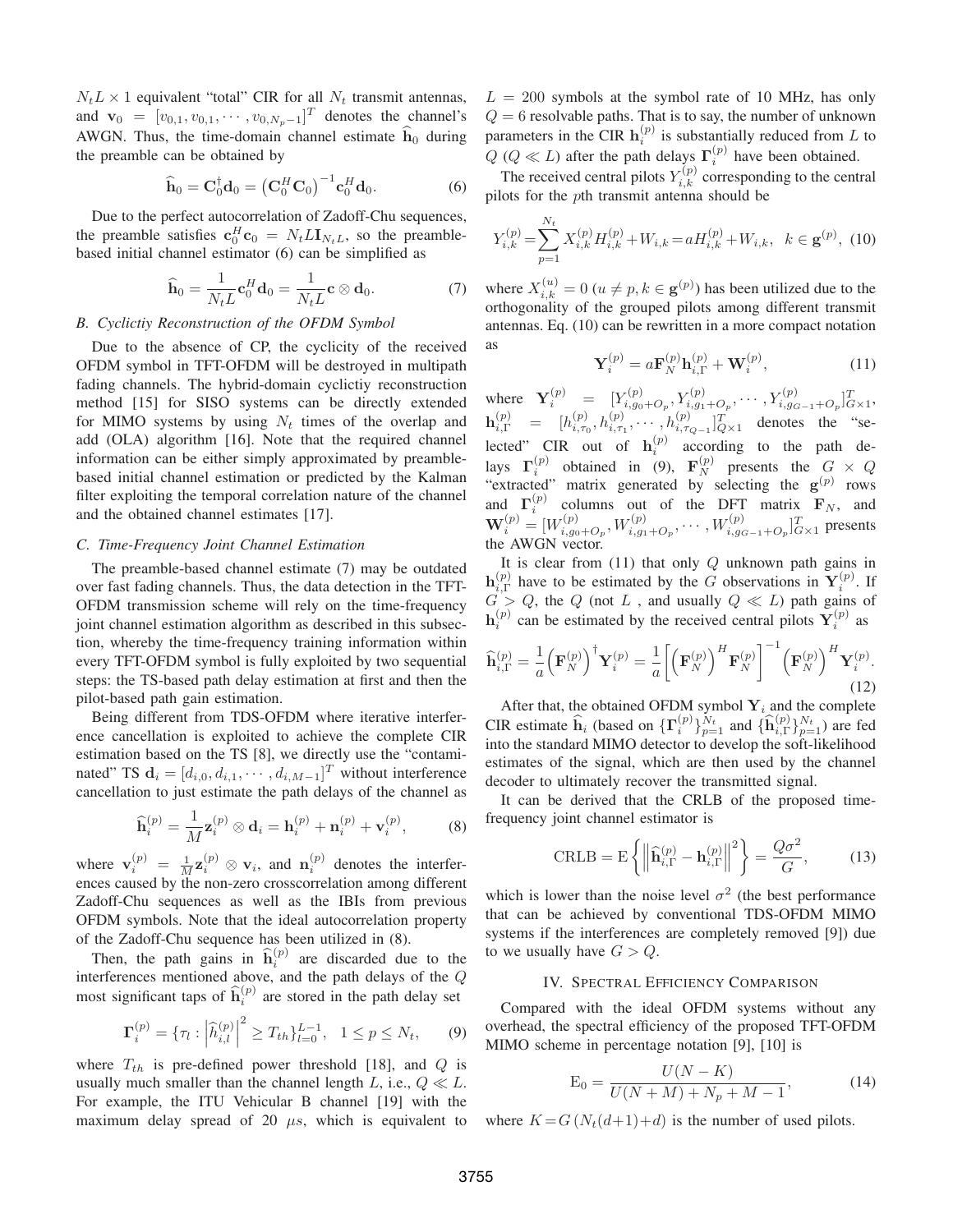$N_t L \times 1$ equivalent "total" CIR for all $N_t$ transmit antennas, and $\mathbf{v}_0 = [v_{0,1}, v_{0,1}, \cdots, v_{0,N_p-1}]^T$ denotes the channel's AWGN. Thus, the time-domain channel estimate $\widehat{\mathbf{h}}_0$ during the preamble can be obtained by

$$\widehat{\mathbf{h}}_0 = \mathbf{C}_0^{\dagger}\mathbf{d}_0 = \left(\mathbf{C}_0^H\mathbf{C}_0\right)^{-1}\mathbf{c}_0^H\mathbf{d}_0. \tag{6}$$

Due to the perfect autocorrelation of Zadoff-Chu sequences, the preamble satisfies $\mathbf{c}_0^H\mathbf{c}_0 = N_t L \mathbf{I}_{N_t L}$, so the preamble-based initial channel estimator (6) can be simplified as

$$\widehat{\mathbf{h}}_0 = \frac{1}{N_t L}\mathbf{c}_0^H\mathbf{d}_0 = \frac{1}{N_t L}\mathbf{c} \otimes \mathbf{d}_0. \tag{7}$$

### B. Cyclictiy Reconstruction of the OFDM Symbol

Due to the absence of CP, the cyclicity of the received OFDM symbol in TFT-OFDM will be destroyed in multipath fading channels. The hybrid-domain cyclictiy reconstruction method [15] for SISO systems can be directly extended for MIMO systems by using $N_t$ times of the overlap and add (OLA) algorithm [16]. Note that the required channel information can be either simply approximated by preamble-based initial channel estimation or predicted by the Kalman filter exploiting the temporal correlation nature of the channel and the obtained channel estimates [17].

### C. Time-Frequency Joint Channel Estimation

The preamble-based channel estimate (7) may be outdated over fast fading channels. Thus, the data detection in the TFT-OFDM transmission scheme will rely on the time-frequency joint channel estimation algorithm as described in this subsection, whereby the time-frequency training information within every TFT-OFDM symbol is fully exploited by two sequential steps: the TS-based path delay estimation at first and then the pilot-based path gain estimation.

Being different from TDS-OFDM where iterative interference cancellation is exploited to achieve the complete CIR estimation based on the TS [8], we directly use the "contaminated" TS $\mathbf{d}_i = [d_{i,0}, d_{i,1}, \cdots, d_{i,M-1}]^T$ without interference cancellation to just estimate the path delays of the channel as

$$\widehat{\mathbf{h}}_i^{(p)} = \frac{1}{M}\mathbf{z}_i^{(p)} \otimes \mathbf{d}_i = \mathbf{h}_i^{(p)} + \mathbf{n}_i^{(p)} + \mathbf{v}_i^{(p)}, \tag{8}$$

where $\mathbf{v}_i^{(p)} = \frac{1}{M}\mathbf{z}_i^{(p)} \otimes \mathbf{v}_i$, and $\mathbf{n}_i^{(p)}$ denotes the interferences caused by the non-zero crosscorrelation among different Zadoff-Chu sequences as well as the IBIs from previous OFDM symbols. Note that the ideal autocorrelation property of the Zadoff-Chu sequence has been utilized in (8).

Then, the path gains in $\widehat{\mathbf{h}}_i^{(p)}$ are discarded due to the interferences mentioned above, and the path delays of the $Q$ most significant taps of $\widehat{\mathbf{h}}_i^{(p)}$ are stored in the path delay set

$$\mathbf{\Gamma}_i^{(p)} = \{\tau_l : \left|\widehat{h}_{i,l}^{(p)}\right|^2 \geq T_{th}\}_{l=0}^{L-1}, \quad 1 \leq p \leq N_t, \tag{9}$$

where $T_{th}$ is pre-defined power threshold [18], and $Q$ is usually much smaller than the channel length $L$, i.e., $Q \ll L$. For example, the ITU Vehicular B channel [19] with the maximum delay spread of 20 $\mu s$, which is equivalent to $L = 200$ symbols at the symbol rate of 10 MHz, has only $Q = 6$ resolvable paths. That is to say, the number of unknown parameters in the CIR $\mathbf{h}_i^{(p)}$ is substantially reduced from $L$ to $Q$ ($Q \ll L$) after the path delays $\mathbf{\Gamma}_i^{(p)}$ have been obtained.

The received central pilots $Y_{i,k}^{(p)}$ corresponding to the central pilots for the $p$th transmit antenna should be

$$Y_{i,k}^{(p)} = \sum_{p=1}^{N_t} X_{i,k}^{(p)} H_{i,k}^{(p)} + W_{i,k} = aH_{i,k}^{(p)} + W_{i,k}, \quad k \in \mathbf{g}^{(p)}, \tag{10}$$

where $X_{i,k}^{(u)} = 0$ ($u \neq p, k \in \mathbf{g}^{(p)}$) has been utilized due to the orthogonality of the grouped pilots among different transmit antennas. Eq. (10) can be rewritten in a more compact notation as

$$\mathbf{Y}_i^{(p)} = a\mathbf{F}_N^{(p)}\mathbf{h}_{i,\Gamma}^{(p)} + \mathbf{W}_i^{(p)}, \tag{11}$$

where $\mathbf{Y}_i^{(p)} = [Y_{i,g_0+O_p}^{(p)}, Y_{i,g_1+O_p}^{(p)}, \cdots, Y_{i,g_{G-1}+O_p}^{(p)}]_{G\times 1}^T$, $\mathbf{h}_{i,\Gamma}^{(p)} = [h_{i,\tau_0}^{(p)}, h_{i,\tau_1}^{(p)}, \cdots, h_{i,\tau_{Q-1}}^{(p)}]_{Q\times 1}^T$ denotes the "selected" CIR out of $\mathbf{h}_i^{(p)}$ according to the path delays $\mathbf{\Gamma}_i^{(p)}$ obtained in (9), $\mathbf{F}_N^{(p)}$ presents the $G \times Q$ "extracted" matrix generated by selecting the $\mathbf{g}^{(p)}$ rows and $\mathbf{\Gamma}_i^{(p)}$ columns out of the DFT matrix $\mathbf{F}_N$, and $\mathbf{W}_i^{(p)} = [W_{i,g_0+O_p}^{(p)}, W_{i,g_1+O_p}^{(p)}, \cdots, W_{i,g_{G-1}+O_p}^{(p)}]_{G\times 1}^T$ presents the AWGN vector.

It is clear from (11) that only $Q$ unknown path gains in $\mathbf{h}_{i,\Gamma}^{(p)}$ have to be estimated by the $G$ observations in $\mathbf{Y}_i^{(p)}$. If $G > Q$, the $Q$ (not $L$ , and usually $Q \ll L$) path gains of $\mathbf{h}_i^{(p)}$ can be estimated by the received central pilots $\mathbf{Y}_i^{(p)}$ as

$$\widehat{\mathbf{h}}_{i,\Gamma}^{(p)} = \frac{1}{a}\left(\mathbf{F}_N^{(p)}\right)^{\dagger}\mathbf{Y}_i^{(p)} = \frac{1}{a}\left[\left(\mathbf{F}_N^{(p)}\right)^H\mathbf{F}_N^{(p)}\right]^{-1}\left(\mathbf{F}_N^{(p)}\right)^H\mathbf{Y}_i^{(p)}. \tag{12}$$

After that, the obtained OFDM symbol $\mathbf{Y}_i$ and the complete CIR estimate $\widehat{\mathbf{h}}_i$ (based on $\{\mathbf{\Gamma}_i^{(p)}\}_{p=1}^{N_t}$ and $\{\widehat{\mathbf{h}}_{i,\Gamma}^{(p)}\}_{p=1}^{N_t}$) are fed into the standard MIMO detector to develop the soft-likelihood estimates of the signal, which are then used by the channel decoder to ultimately recover the transmitted signal.

It can be derived that the CRLB of the proposed time-frequency joint channel estimator is

$$\text{CRLB} = \text{E}\left\{\left\|\widehat{\mathbf{h}}_{i,\Gamma}^{(p)} - \mathbf{h}_{i,\Gamma}^{(p)}\right\|^2\right\} = \frac{Q\sigma^2}{G}, \tag{13}$$

which is lower than the noise level $\sigma^2$ (the best performance that can be achieved by conventional TDS-OFDM MIMO systems if the interferences are completely removed [9]) due to we usually have $G > Q$.

## IV. Spectral Efficiency Comparison

Compared with the ideal OFDM systems without any overhead, the spectral efficiency of the proposed TFT-OFDM MIMO scheme in percentage notation [9], [10] is

$$\text{E}_0 = \frac{U(N-K)}{U(N+M) + N_p + M - 1}, \tag{14}$$

where $K = G\left(N_t(d+1)+d\right)$ is the number of used pilots.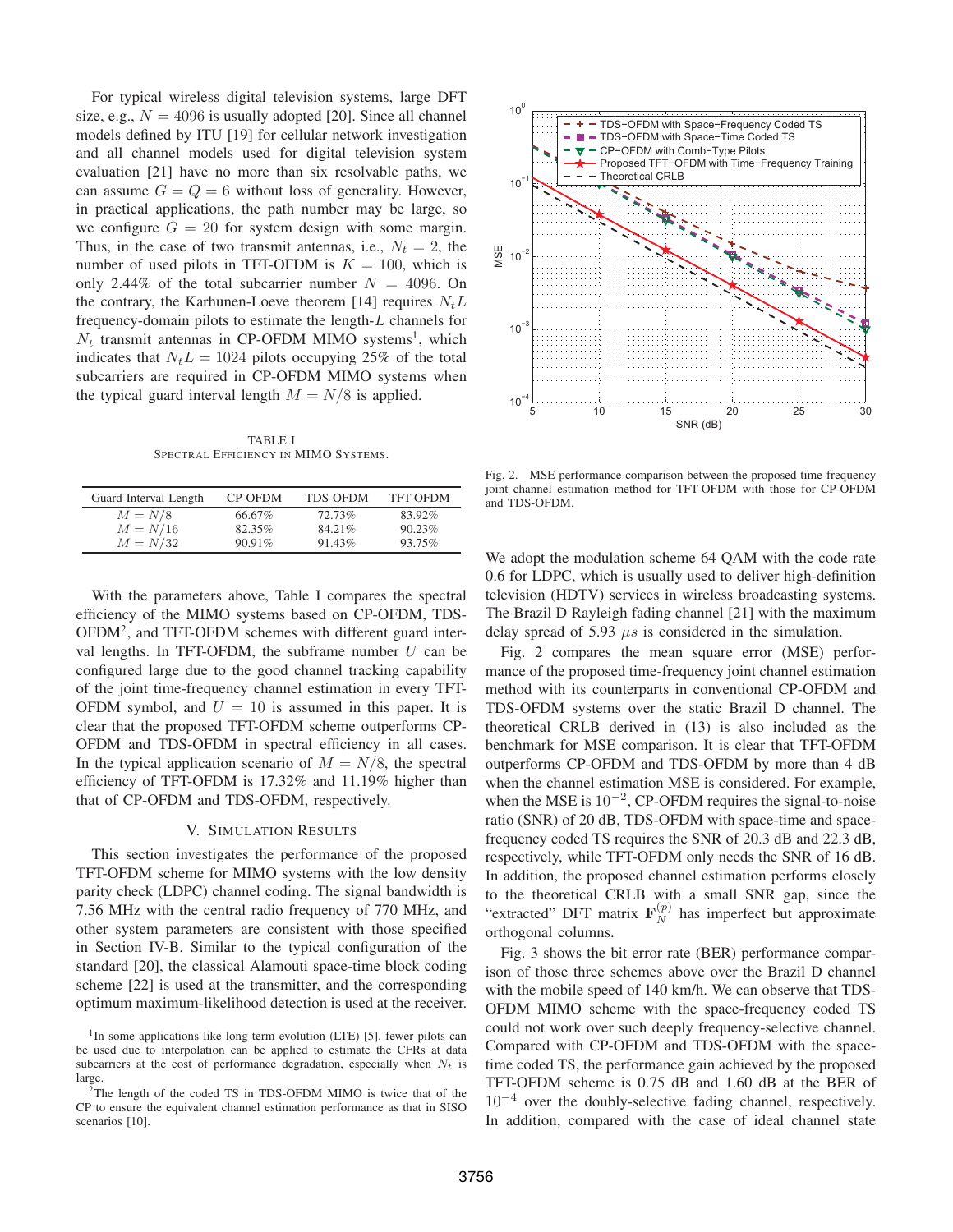For typical wireless digital television systems, large DFT size, e.g., $N = 4096$ is usually adopted [20]. Since all channel models defined by ITU [19] for cellular network investigation and all channel models used for digital television system evaluation [21] have no more than six resolvable paths, we can assume $G = Q = 6$ without loss of generality. However, in practical applications, the path number may be large, so we configure $G = 20$ for system design with some margin. Thus, in the case of two transmit antennas, i.e., $N_t = 2$, the number of used pilots in TFT-OFDM is $K = 100$, which is only 2.44% of the total subcarrier number $N = 4096$. On the contrary, the Karhunen-Loeve theorem [14] requires $N_t L$ frequency-domain pilots to estimate the length-$L$ channels for $N_t$ transmit antennas in CP-OFDM MIMO systems[1], which indicates that $N_t L = 1024$ pilots occupying 25% of the total subcarriers are required in CP-OFDM MIMO systems when the typical guard interval length $M = N/8$ is applied.

TABLE I
SPECTRAL EFFICIENCY IN MIMO SYSTEMS.

| Guard Interval Length | CP-OFDM | TDS-OFDM | TFT-OFDM |
|---|---|---|---|
| $M = N/8$ | 66.67% | 72.73% | 83.92% |
| $M = N/16$ | 82.35% | 84.21% | 90.23% |
| $M = N/32$ | 90.91% | 91.43% | 93.75% |

With the parameters above, Table I compares the spectral efficiency of the MIMO systems based on CP-OFDM, TDS-OFDM[2], and TFT-OFDM schemes with different guard interval lengths. In TFT-OFDM, the subframe number $U$ can be configured large due to the good channel tracking capability of the joint time-frequency channel estimation in every TFT-OFDM symbol, and $U = 10$ is assumed in this paper. It is clear that the proposed TFT-OFDM scheme outperforms CP-OFDM and TDS-OFDM in spectral efficiency in all cases. In the typical application scenario of $M = N/8$, the spectral efficiency of TFT-OFDM is 17.32% and 11.19% higher than that of CP-OFDM and TDS-OFDM, respectively.

## V. SIMULATION RESULTS

This section investigates the performance of the proposed TFT-OFDM scheme for MIMO systems with the low density parity check (LDPC) channel coding. The signal bandwidth is 7.56 MHz with the central radio frequency of 770 MHz, and other system parameters are consistent with those specified in Section IV-B. Similar to the typical configuration of the standard [20], the classical Alamouti space-time block coding scheme [22] is used at the transmitter, and the corresponding optimum maximum-likelihood detection is used at the receiver.

[1]In some applications like long term evolution (LTE) [5], fewer pilots can be used due to interpolation can be applied to estimate the CFRs at data subcarriers at the cost of performance degradation, especially when $N_t$ is large.

[2]The length of the coded TS in TDS-OFDM MIMO is twice that of the CP to ensure the equivalent channel estimation performance as that in SISO scenarios [10].

Fig. 2. MSE performance comparison between the proposed time-frequency joint channel estimation method for TFT-OFDM with those for CP-OFDM and TDS-OFDM.

We adopt the modulation scheme 64 QAM with the code rate 0.6 for LDPC, which is usually used to deliver high-definition television (HDTV) services in wireless broadcasting systems. The Brazil D Rayleigh fading channel [21] with the maximum delay spread of 5.93 $\mu s$ is considered in the simulation.

Fig. 2 compares the mean square error (MSE) performance of the proposed time-frequency joint channel estimation method with its counterparts in conventional CP-OFDM and TDS-OFDM systems over the static Brazil D channel. The theoretical CRLB derived in (13) is also included as the benchmark for MSE comparison. It is clear that TFT-OFDM outperforms CP-OFDM and TDS-OFDM by more than 4 dB when the channel estimation MSE is considered. For example, when the MSE is $10^{-2}$, CP-OFDM requires the signal-to-noise ratio (SNR) of 20 dB, TDS-OFDM with space-time and space-frequency coded TS requires the SNR of 20.3 dB and 22.3 dB, respectively, while TFT-OFDM only needs the SNR of 16 dB. In addition, the proposed channel estimation performs closely to the theoretical CRLB with a small SNR gap, since the "extracted" DFT matrix $\mathbf{F}_N^{(p)}$ has imperfect but approximate orthogonal columns.

Fig. 3 shows the bit error rate (BER) performance comparison of those three schemes above over the Brazil D channel with the mobile speed of 140 km/h. We can observe that TDS-OFDM MIMO scheme with the space-frequency coded TS could not work over such deeply frequency-selective channel. Compared with CP-OFDM and TDS-OFDM with the space-time coded TS, the performance gain achieved by the proposed TFT-OFDM scheme is 0.75 dB and 1.60 dB at the BER of $10^{-4}$ over the doubly-selective fading channel, respectively. In addition, compared with the case of ideal channel state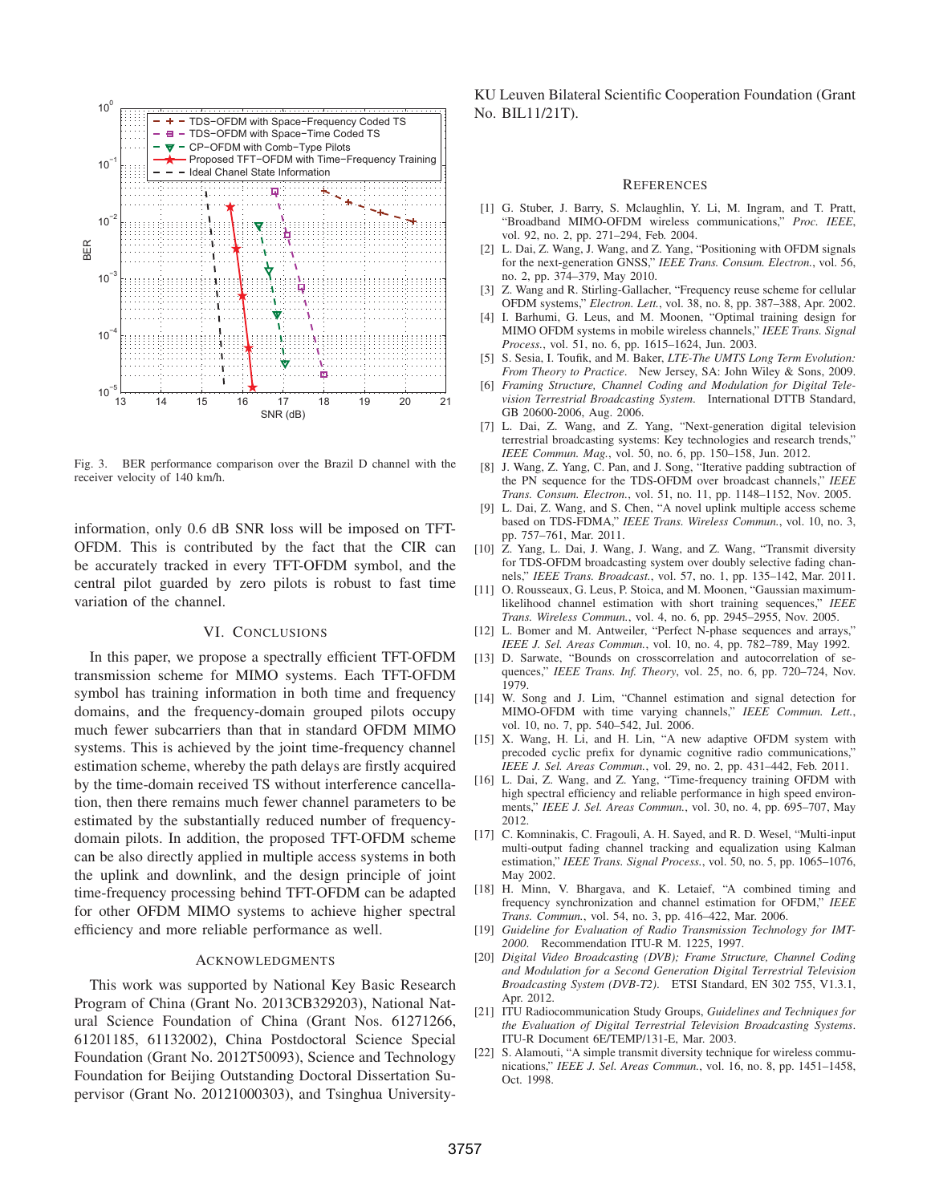10^0
10^-1
10^-2
10^-3
10^-4
10^-5
BER
13 14 15 16 17 18 19 20 21
SNR (dB)
TDS−OFDM with Space−Frequency Coded TS
TDS−OFDM with Space−Time Coded TS
CP−OFDM with Comb−Type Pilots
Proposed TFT−OFDM with Time−Frequency Training
Ideal Chanel State Information

Fig. 3. BER performance comparison over the Brazil D channel with the receiver velocity of 140 km/h.

information, only 0.6 dB SNR loss will be imposed on TFT-OFDM. This is contributed by the fact that the CIR can be accurately tracked in every TFT-OFDM symbol, and the central pilot guarded by zero pilots is robust to fast time variation of the channel.

## VI. Conclusions

In this paper, we propose a spectrally efficient TFT-OFDM transmission scheme for MIMO systems. Each TFT-OFDM symbol has training information in both time and frequency domains, and the frequency-domain grouped pilots occupy much fewer subcarriers than that in standard OFDM MIMO systems. This is achieved by the joint time-frequency channel estimation scheme, whereby the path delays are firstly acquired by the time-domain received TS without interference cancellation, then there remains much fewer channel parameters to be estimated by the substantially reduced number of frequency-domain pilots. In addition, the proposed TFT-OFDM scheme can be also directly applied in multiple access systems in both the uplink and downlink, and the design principle of joint time-frequency processing behind TFT-OFDM can be adapted for other OFDM MIMO systems to achieve higher spectral efficiency and more reliable performance as well.

## Acknowledgments

This work was supported by National Key Basic Research Program of China (Grant No. 2013CB329203), National Natural Science Foundation of China (Grant Nos. 61271266, 61201185, 61132002), China Postdoctoral Science Special Foundation (Grant No. 2012T50093), Science and Technology Foundation for Beijing Outstanding Doctoral Dissertation Supervisor (Grant No. 20121000303), and Tsinghua University-KU Leuven Bilateral Scientific Cooperation Foundation (Grant No. BIL11/21T).

## References

[1] G. Stuber, J. Barry, S. Mclaughlin, Y. Li, M. Ingram, and T. Pratt, "Broadband MIMO-OFDM wireless communications," *Proc. IEEE*, vol. 92, no. 2, pp. 271–294, Feb. 2004.

[2] L. Dai, Z. Wang, J. Wang, and Z. Yang, "Positioning with OFDM signals for the next-generation GNSS," *IEEE Trans. Consum. Electron.*, vol. 56, no. 2, pp. 374–379, May 2010.

[3] Z. Wang and R. Stirling-Gallacher, "Frequency reuse scheme for cellular OFDM systems," *Electron. Lett.*, vol. 38, no. 8, pp. 387–388, Apr. 2002.

[4] I. Barhumi, G. Leus, and M. Moonen, "Optimal training design for MIMO OFDM systems in mobile wireless channels," *IEEE Trans. Signal Process.*, vol. 51, no. 6, pp. 1615–1624, Jun. 2003.

[5] S. Sesia, I. Toufik, and M. Baker, *LTE-The UMTS Long Term Evolution: From Theory to Practice*. New Jersey, SA: John Wiley & Sons, 2009.

[6] *Framing Structure, Channel Coding and Modulation for Digital Television Terrestrial Broadcasting System*. International DTTB Standard, GB 20600-2006, Aug. 2006.

[7] L. Dai, Z. Wang, and Z. Yang, "Next-generation digital television terrestrial broadcasting systems: Key technologies and research trends," *IEEE Commun. Mag.*, vol. 50, no. 6, pp. 150–158, Jun. 2012.

[8] J. Wang, Z. Yang, C. Pan, and J. Song, "Iterative padding subtraction of the PN sequence for the TDS-OFDM over broadcast channels," *IEEE Trans. Consum. Electron.*, vol. 51, no. 11, pp. 1148–1152, Nov. 2005.

[9] L. Dai, Z. Wang, and S. Chen, "A novel uplink multiple access scheme based on TDS-FDMA," *IEEE Trans. Wireless Commun.*, vol. 10, no. 3, pp. 757–761, Mar. 2011.

[10] Z. Yang, L. Dai, J. Wang, J. Wang, and Z. Wang, "Transmit diversity for TDS-OFDM broadcasting system over doubly selective fading channels," *IEEE Trans. Broadcast.*, vol. 57, no. 1, pp. 135–142, Mar. 2011.

[11] O. Rousseaux, G. Leus, P. Stoica, and M. Moonen, "Gaussian maximum-likelihood channel estimation with short training sequences," *IEEE Trans. Wireless Commun.*, vol. 4, no. 6, pp. 2945–2955, Nov. 2005.

[12] L. Bomer and M. Antweiler, "Perfect N-phase sequences and arrays," *IEEE J. Sel. Areas Commun.*, vol. 10, no. 4, pp. 782–789, May 1992.

[13] D. Sarwate, "Bounds on crosscorrelation and autocorrelation of sequences," *IEEE Trans. Inf. Theory*, vol. 25, no. 6, pp. 720–724, Nov. 1979.

[14] W. Song and J. Lim, "Channel estimation and signal detection for MIMO-OFDM with time varying channels," *IEEE Commun. Lett.*, vol. 10, no. 7, pp. 540–542, Jul. 2006.

[15] X. Wang, H. Li, and H. Lin, "A new adaptive OFDM system with precoded cyclic prefix for dynamic cognitive radio communications," *IEEE J. Sel. Areas Commun.*, vol. 29, no. 2, pp. 431–442, Feb. 2011.

[16] L. Dai, Z. Wang, and Z. Yang, "Time-frequency training OFDM with high spectral efficiency and reliable performance in high speed environments," *IEEE J. Sel. Areas Commun.*, vol. 30, no. 4, pp. 695–707, May 2012.

[17] C. Komninakis, C. Fragouli, A. H. Sayed, and R. D. Wesel, "Multi-input multi-output fading channel tracking and equalization using Kalman estimation," *IEEE Trans. Signal Process.*, vol. 50, no. 5, pp. 1065–1076, May 2002.

[18] H. Minn, V. Bhargava, and K. Letaief, "A combined timing and frequency synchronization and channel estimation for OFDM," *IEEE Trans. Commun.*, vol. 54, no. 3, pp. 416–422, Mar. 2006.

[19] *Guideline for Evaluation of Radio Transmission Technology for IMT-2000*. Recommendation ITU-R M. 1225, 1997.

[20] *Digital Video Broadcasting (DVB); Frame Structure, Channel Coding and Modulation for a Second Generation Digital Terrestrial Television Broadcasting System (DVB-T2)*. ETSI Standard, EN 302 755, V1.3.1, Apr. 2012.

[21] ITU Radiocommunication Study Groups, *Guidelines and Techniques for the Evaluation of Digital Terrestrial Television Broadcasting Systems*. ITU-R Document 6E/TEMP/131-E, Mar. 2003.

[22] S. Alamouti, "A simple transmit diversity technique for wireless communications," *IEEE J. Sel. Areas Commun.*, vol. 16, no. 8, pp. 1451–1458, Oct. 1998.